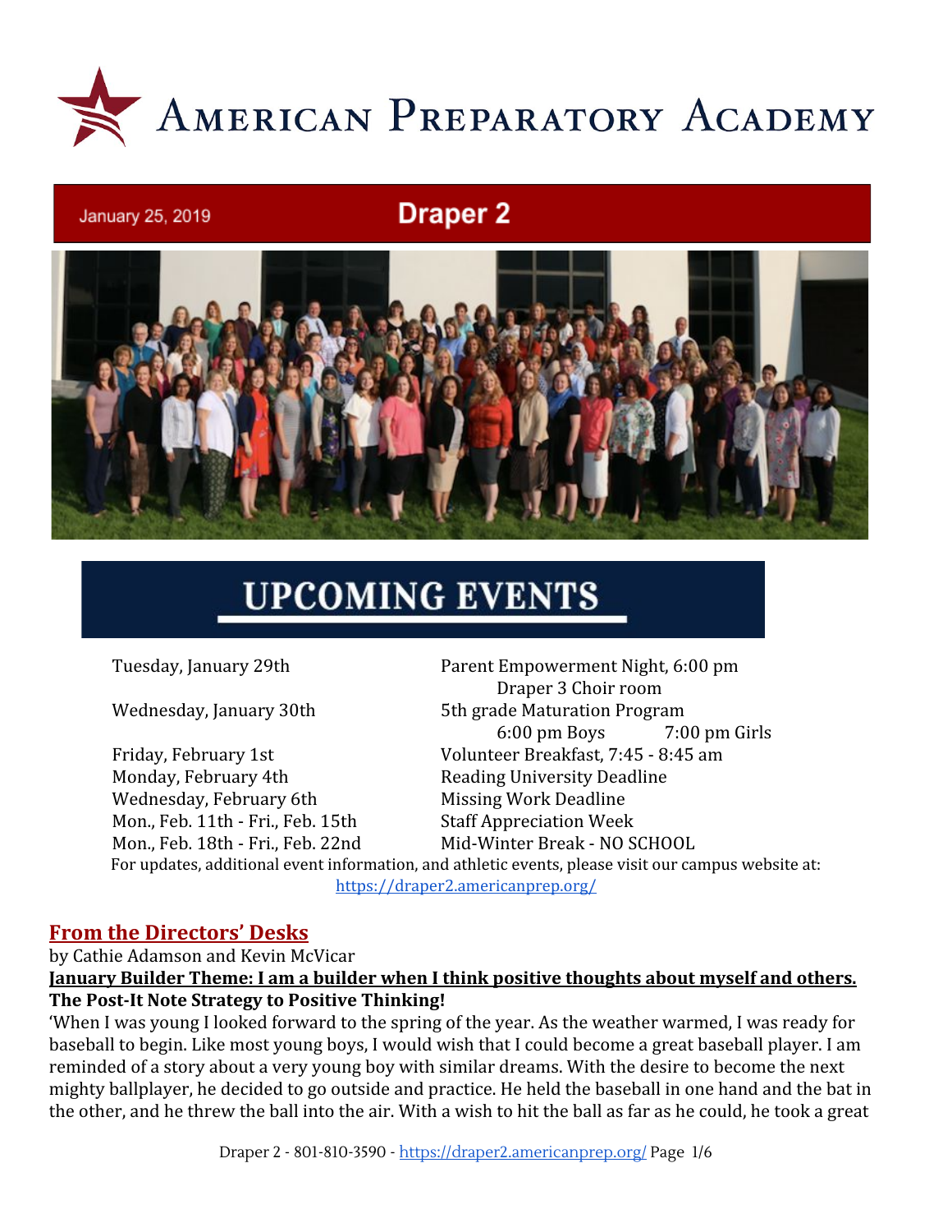# American Preparatory Academy

January 25, 2019

## Draper 2

## UPCOMING EVENTS

| Date | Event |
| --- | --- |
| Tuesday, January 29th | Parent Empowerment Night, 6:00 pm Draper 3 Choir room |
| Wednesday, January 30th | 5th grade Maturation Program 6:00 pm Boys 7:00 pm Girls |
| Friday, February 1st | Volunteer Breakfast, 7:45 - 8:45 am |
| Monday, February 4th | Reading University Deadline |
| Wednesday, February 6th | Missing Work Deadline |
| Mon., Feb. 11th - Fri., Feb. 15th | Staff Appreciation Week |
| Mon., Feb. 18th - Fri., Feb. 22nd | Mid-Winter Break - NO SCHOOL |

For updates, additional event information, and athletic events, please visit our campus website at: https://draper2.americanprep.org/

## From the Directors' Desks

by Cathie Adamson and Kevin McVicar

**January Builder Theme: I am a builder when I think positive thoughts about myself and others.**

**The Post-It Note Strategy to Positive Thinking!**

'When I was young I looked forward to the spring of the year. As the weather warmed, I was ready for baseball to begin. Like most young boys, I would wish that I could become a great baseball player. I am reminded of a story about a very young boy with similar dreams. With the desire to become the next mighty ballplayer, he decided to go outside and practice. He held the baseball in one hand and the bat in the other, and he threw the ball into the air. With a wish to hit the ball as far as he could, he took a great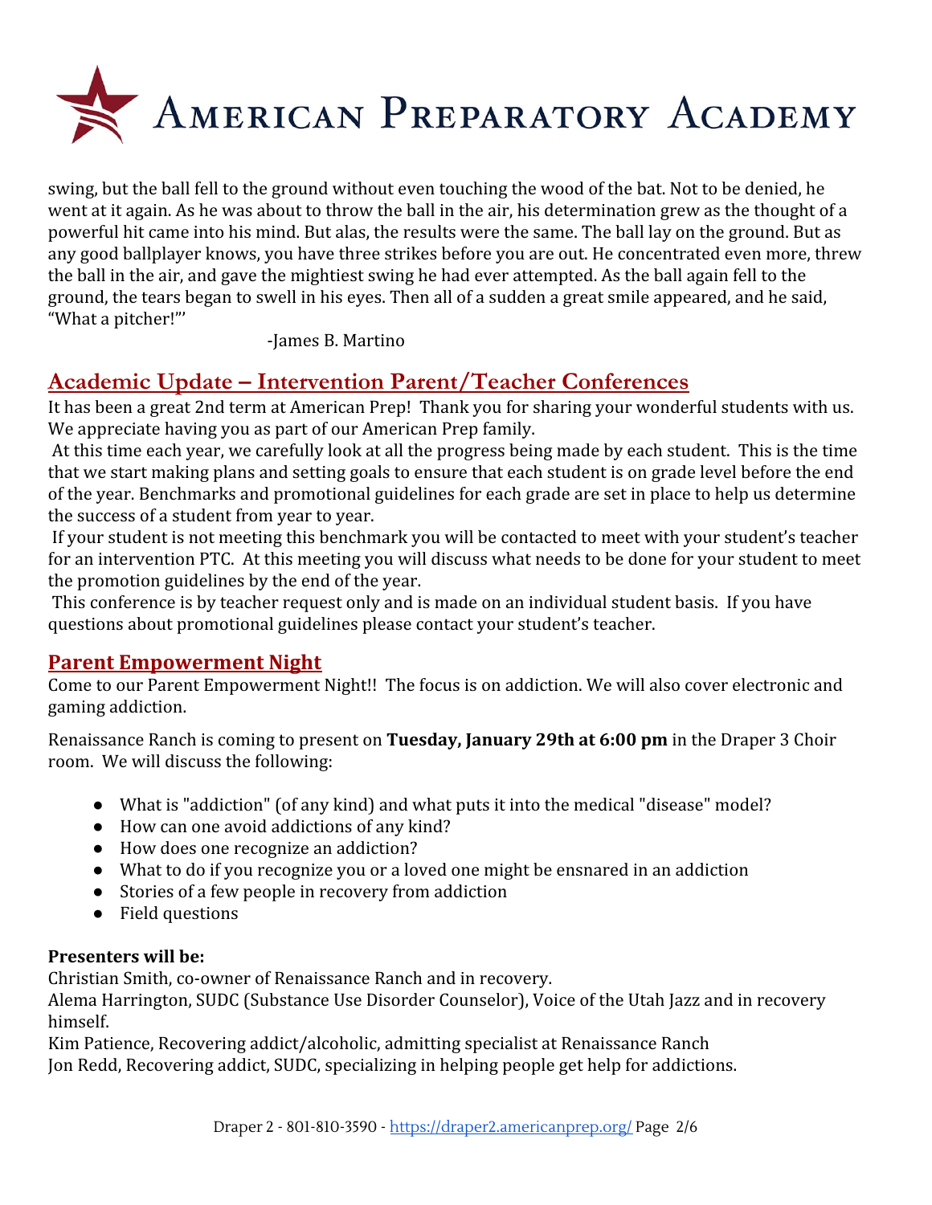swing, but the ball fell to the ground without even touching the wood of the bat. Not to be denied, he went at it again. As he was about to throw the ball in the air, his determination grew as the thought of a powerful hit came into his mind. But alas, the results were the same. The ball lay on the ground. But as any good ballplayer knows, you have three strikes before you are out. He concentrated even more, threw the ball in the air, and gave the mightiest swing he had ever attempted. As the ball again fell to the ground, the tears began to swell in his eyes. Then all of a sudden a great smile appeared, and he said, "What a pitcher!"'

-James B. Martino

## Academic Update – Intervention Parent/Teacher Conferences

It has been a great 2nd term at American Prep! Thank you for sharing your wonderful students with us. We appreciate having you as part of our American Prep family.

At this time each year, we carefully look at all the progress being made by each student. This is the time that we start making plans and setting goals to ensure that each student is on grade level before the end of the year. Benchmarks and promotional guidelines for each grade are set in place to help us determine the success of a student from year to year.

If your student is not meeting this benchmark you will be contacted to meet with your student's teacher for an intervention PTC. At this meeting you will discuss what needs to be done for your student to meet the promotion guidelines by the end of the year.

This conference is by teacher request only and is made on an individual student basis. If you have questions about promotional guidelines please contact your student's teacher.

## Parent Empowerment Night

Come to our Parent Empowerment Night!! The focus is on addiction. We will also cover electronic and gaming addiction.

Renaissance Ranch is coming to present on **Tuesday, January 29th at 6:00 pm** in the Draper 3 Choir room. We will discuss the following:

- What is "addiction" (of any kind) and what puts it into the medical "disease" model?
- How can one avoid addictions of any kind?
- How does one recognize an addiction?
- What to do if you recognize you or a loved one might be ensnared in an addiction
- Stories of a few people in recovery from addiction
- Field questions

**Presenters will be:**

Christian Smith, co-owner of Renaissance Ranch and in recovery.

Alema Harrington, SUDC (Substance Use Disorder Counselor), Voice of the Utah Jazz and in recovery himself.

Kim Patience, Recovering addict/alcoholic, admitting specialist at Renaissance Ranch

Jon Redd, Recovering addict, SUDC, specializing in helping people get help for addictions.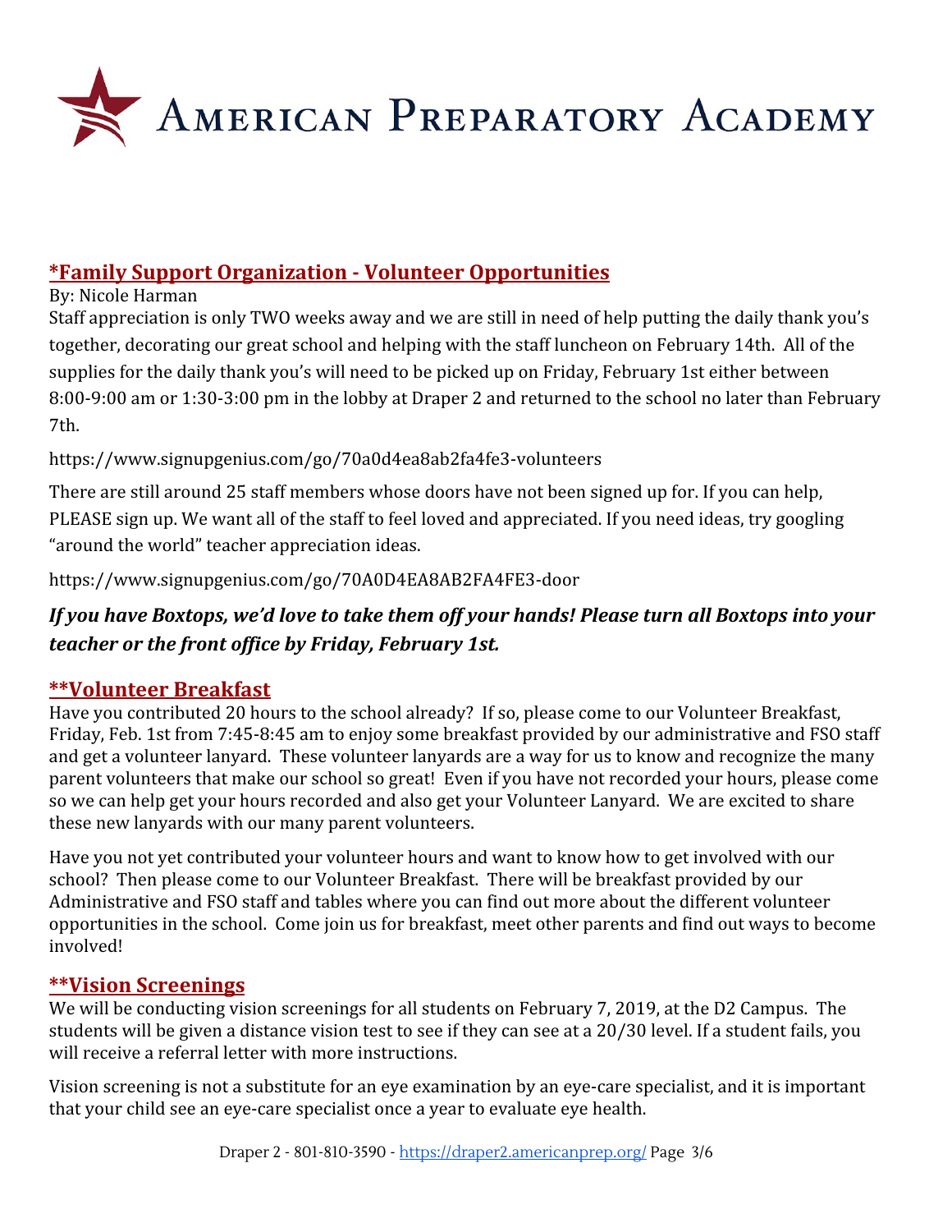## *Family Support Organization - Volunteer Opportunities

By: Nicole Harman

Staff appreciation is only TWO weeks away and we are still in need of help putting the daily thank you's together, decorating our great school and helping with the staff luncheon on February 14th. All of the supplies for the daily thank you's will need to be picked up on Friday, February 1st either between 8:00-9:00 am or 1:30-3:00 pm in the lobby at Draper 2 and returned to the school no later than February 7th.

https://www.signupgenius.com/go/70a0d4ea8ab2fa4fe3-volunteers

There are still around 25 staff members whose doors have not been signed up for. If you can help, PLEASE sign up. We want all of the staff to feel loved and appreciated. If you need ideas, try googling "around the world" teacher appreciation ideas.

https://www.signupgenius.com/go/70A0D4EA8AB2FA4FE3-door

***If you have Boxtops, we'd love to take them off your hands! Please turn all Boxtops into your teacher or the front office by Friday, February 1st.***

## **Volunteer Breakfast

Have you contributed 20 hours to the school already? If so, please come to our Volunteer Breakfast, Friday, Feb. 1st from 7:45-8:45 am to enjoy some breakfast provided by our administrative and FSO staff and get a volunteer lanyard. These volunteer lanyards are a way for us to know and recognize the many parent volunteers that make our school so great! Even if you have not recorded your hours, please come so we can help get your hours recorded and also get your Volunteer Lanyard. We are excited to share these new lanyards with our many parent volunteers.

Have you not yet contributed your volunteer hours and want to know how to get involved with our school? Then please come to our Volunteer Breakfast. There will be breakfast provided by our Administrative and FSO staff and tables where you can find out more about the different volunteer opportunities in the school. Come join us for breakfast, meet other parents and find out ways to become involved!

## **Vision Screenings

We will be conducting vision screenings for all students on February 7, 2019, at the D2 Campus. The students will be given a distance vision test to see if they can see at a 20/30 level. If a student fails, you will receive a referral letter with more instructions.

Vision screening is not a substitute for an eye examination by an eye-care specialist, and it is important that your child see an eye-care specialist once a year to evaluate eye health.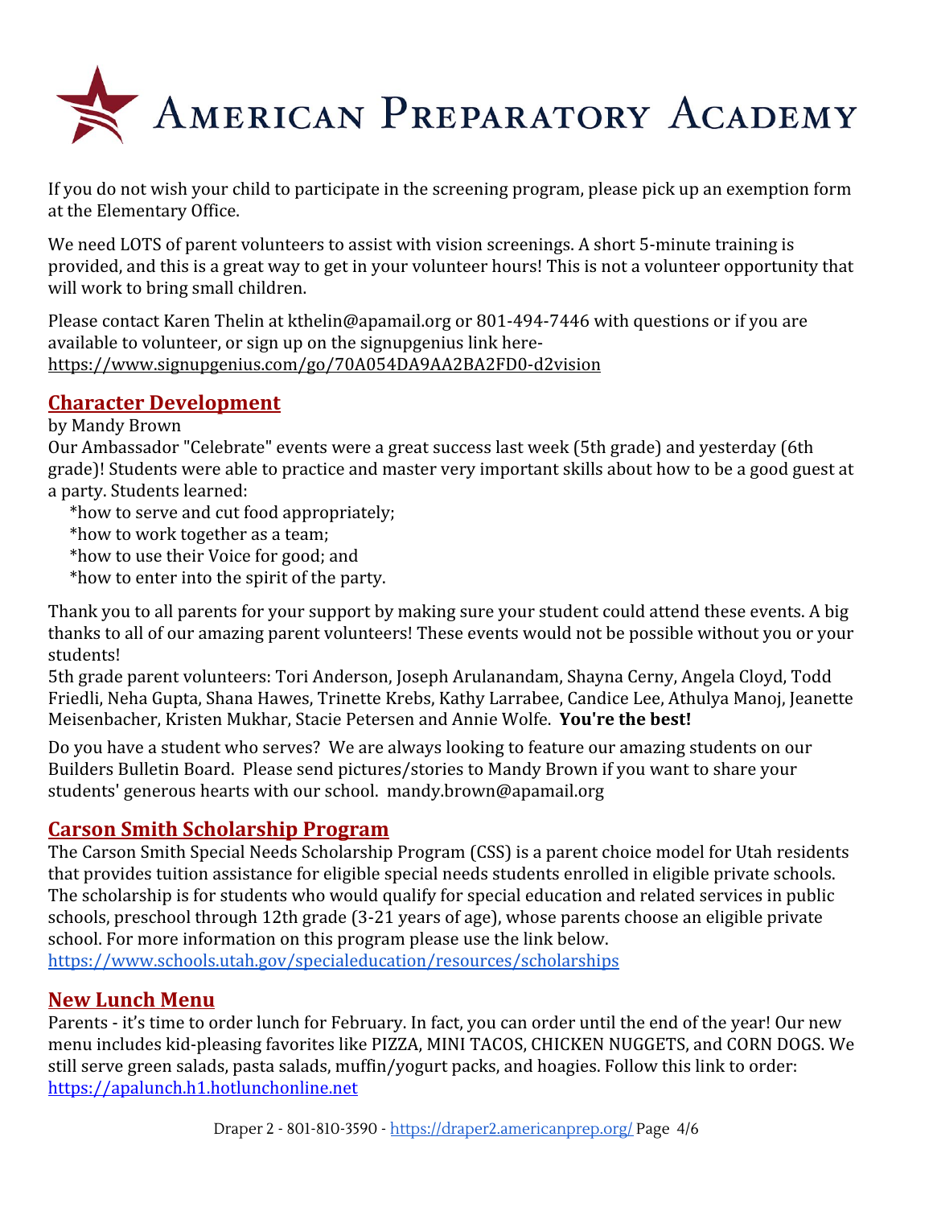# American Preparatory Academy

If you do not wish your child to participate in the screening program, please pick up an exemption form at the Elementary Office.

We need LOTS of parent volunteers to assist with vision screenings. A short 5-minute training is provided, and this is a great way to get in your volunteer hours! This is not a volunteer opportunity that will work to bring small children.

Please contact Karen Thelin at kthelin@apamail.org or 801-494-7446 with questions or if you are available to volunteer, or sign up on the signupgenius link here- https://www.signupgenius.com/go/70A054DA9AA2BA2FD0-d2vision

## Character Development

by Mandy Brown

Our Ambassador "Celebrate" events were a great success last week (5th grade) and yesterday (6th grade)! Students were able to practice and master very important skills about how to be a good guest at a party. Students learned:

*how to serve and cut food appropriately;
*how to work together as a team;
*how to use their Voice for good; and
*how to enter into the spirit of the party.

Thank you to all parents for your support by making sure your student could attend these events. A big thanks to all of our amazing parent volunteers! These events would not be possible without you or your students!

5th grade parent volunteers: Tori Anderson, Joseph Arulanandam, Shayna Cerny, Angela Cloyd, Todd Friedli, Neha Gupta, Shana Hawes, Trinette Krebs, Kathy Larrabee, Candice Lee, Athulya Manoj, Jeanette Meisenbacher, Kristen Mukhar, Stacie Petersen and Annie Wolfe. **You're the best!**

Do you have a student who serves? We are always looking to feature our amazing students on our Builders Bulletin Board. Please send pictures/stories to Mandy Brown if you want to share your students' generous hearts with our school. mandy.brown@apamail.org

## Carson Smith Scholarship Program

The Carson Smith Special Needs Scholarship Program (CSS) is a parent choice model for Utah residents that provides tuition assistance for eligible special needs students enrolled in eligible private schools. The scholarship is for students who would qualify for special education and related services in public schools, preschool through 12th grade (3-21 years of age), whose parents choose an eligible private school. For more information on this program please use the link below.
https://www.schools.utah.gov/specialeducation/resources/scholarships

## New Lunch Menu

Parents - it's time to order lunch for February. In fact, you can order until the end of the year! Our new menu includes kid-pleasing favorites like PIZZA, MINI TACOS, CHICKEN NUGGETS, and CORN DOGS. We still serve green salads, pasta salads, muffin/yogurt packs, and hoagies. Follow this link to order: https://apalunch.h1.hotlunchonline.net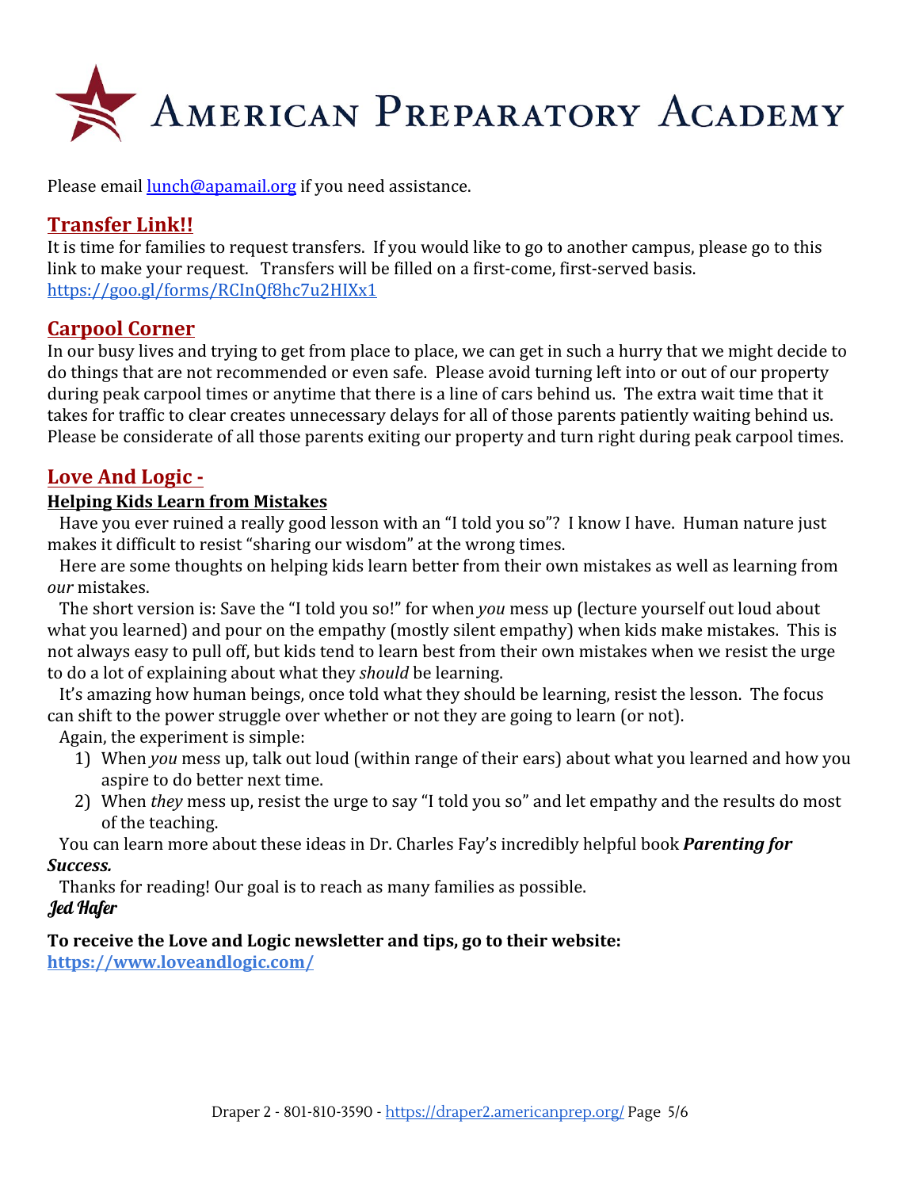Please email lunch@apamail.org if you need assistance.

## Transfer Link!!

It is time for families to request transfers. If you would like to go to another campus, please go to this link to make your request. Transfers will be filled on a first-come, first-served basis.
https://goo.gl/forms/RCInQf8hc7u2HIXx1

## Carpool Corner

In our busy lives and trying to get from place to place, we can get in such a hurry that we might decide to do things that are not recommended or even safe. Please avoid turning left into or out of our property during peak carpool times or anytime that there is a line of cars behind us. The extra wait time that it takes for traffic to clear creates unnecessary delays for all of those parents patiently waiting behind us. Please be considerate of all those parents exiting our property and turn right during peak carpool times.

## Love And Logic -

### Helping Kids Learn from Mistakes

Have you ever ruined a really good lesson with an "I told you so"? I know I have. Human nature just makes it difficult to resist "sharing our wisdom" at the wrong times.

Here are some thoughts on helping kids learn better from their own mistakes as well as learning from *our* mistakes.

The short version is: Save the "I told you so!" for when *you* mess up (lecture yourself out loud about what you learned) and pour on the empathy (mostly silent empathy) when kids make mistakes. This is not always easy to pull off, but kids tend to learn best from their own mistakes when we resist the urge to do a lot of explaining about what they *should* be learning.

It's amazing how human beings, once told what they should be learning, resist the lesson. The focus can shift to the power struggle over whether or not they are going to learn (or not).

Again, the experiment is simple:

1) When *you* mess up, talk out loud (within range of their ears) about what you learned and how you aspire to do better next time.
2) When *they* mess up, resist the urge to say "I told you so" and let empathy and the results do most of the teaching.

You can learn more about these ideas in Dr. Charles Fay's incredibly helpful book ***Parenting for Success.***

Thanks for reading! Our goal is to reach as many families as possible.

***Jed Hafer***

**To receive the Love and Logic newsletter and tips, go to their website:**
**https://www.loveandlogic.com/**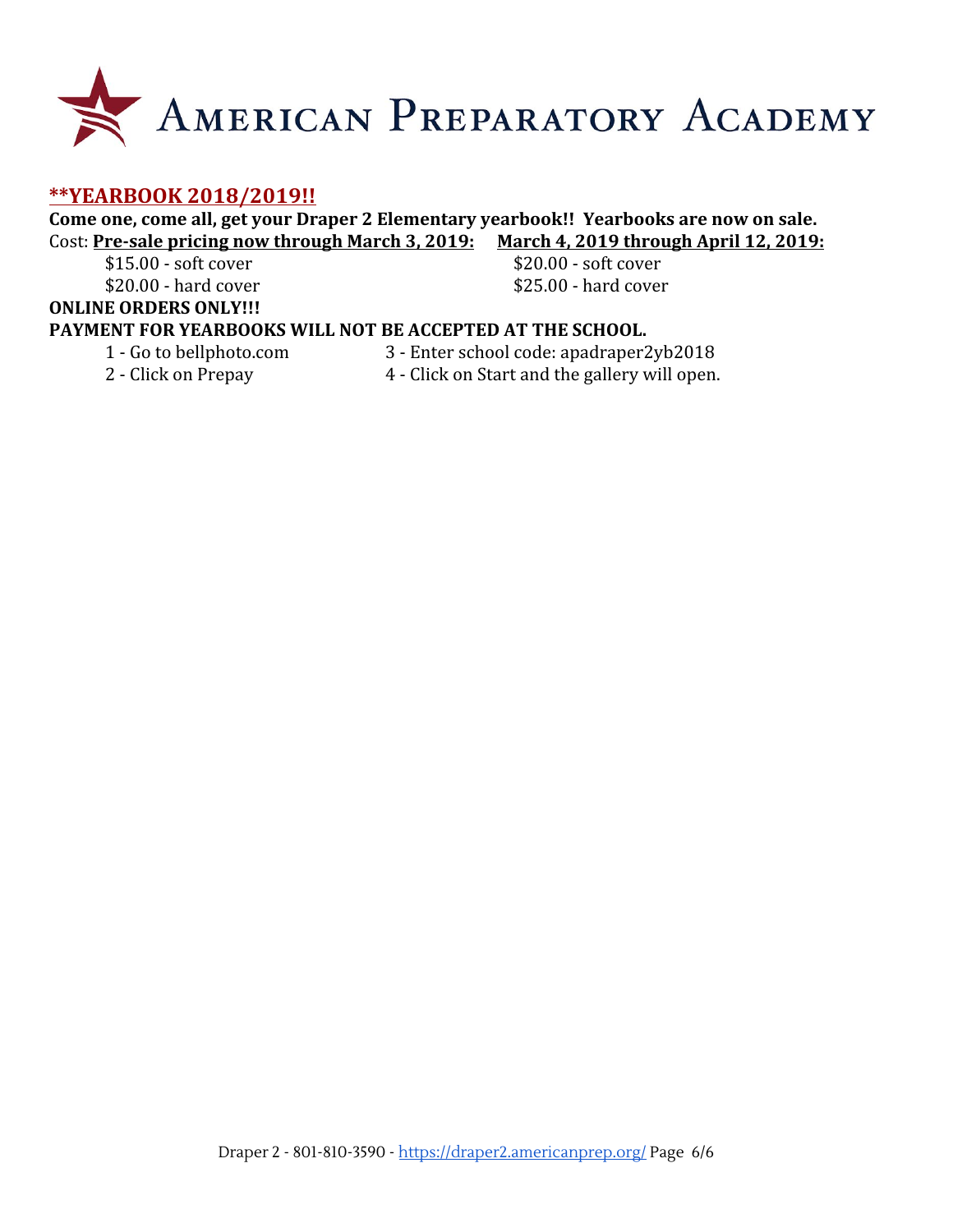# American Preparatory Academy

## **YEARBOOK 2018/2019!!

**Come one, come all, get your Draper 2 Elementary yearbook!! Yearbooks are now on sale.**

Cost: **Pre-sale pricing now through March 3, 2019:**

- $15.00 - soft cover
- $20.00 - hard cover

**March 4, 2019 through April 12, 2019:**

- $20.00 - soft cover
- $25.00 - hard cover

**ONLINE ORDERS ONLY!!!**

**PAYMENT FOR YEARBOOKS WILL NOT BE ACCEPTED AT THE SCHOOL.**

1 - Go to bellphoto.com
2 - Click on Prepay
3 - Enter school code: apadraper2yb2018
4 - Click on Start and the gallery will open.